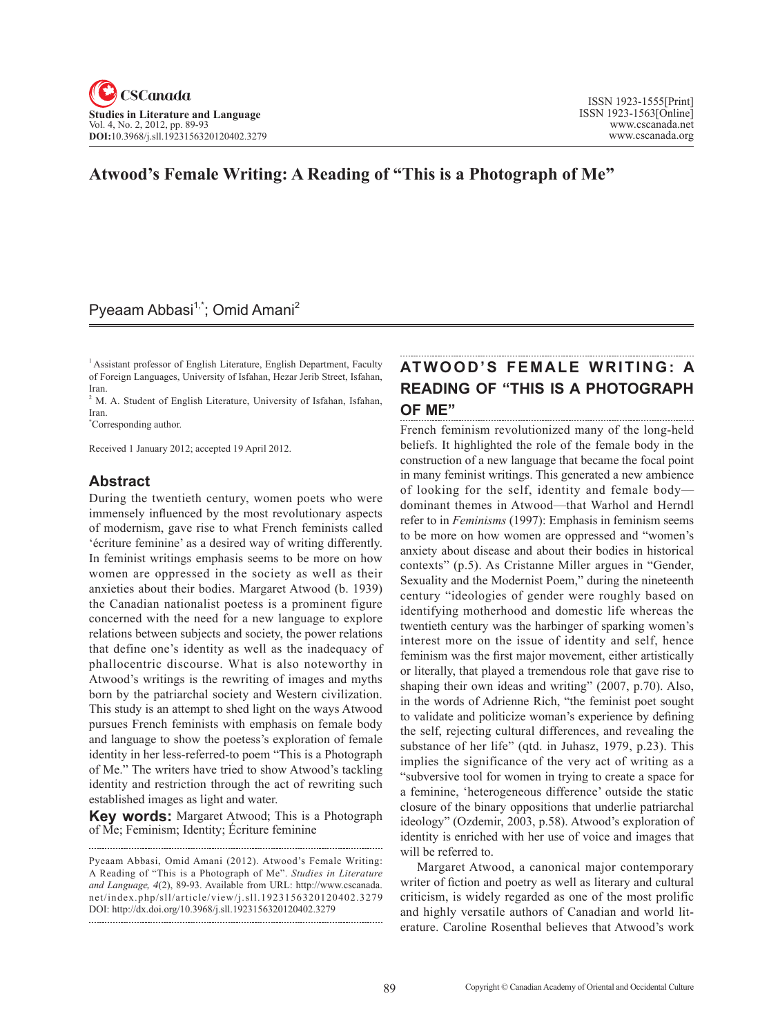# Atwood's Female Writing: A Reading of "This is a Photograph of Me"

Pyeaam Abbasi[1,*]; Omid Amani[2]

[1] Assistant professor of English Literature, English Department, Faculty of Foreign Languages, University of Isfahan, Hezar Jerib Street, Isfahan, Iran.

[2] M. A. Student of English Literature, University of Isfahan, Isfahan, Iran.

[*] Corresponding author.

Received 1 January 2012; accepted 19 April 2012.

## Abstract

During the twentieth century, women poets who were immensely influenced by the most revolutionary aspects of modernism, gave rise to what French feminists called 'écriture feminine' as a desired way of writing differently. In feminist writings emphasis seems to be more on how women are oppressed in the society as well as their anxieties about their bodies. Margaret Atwood (b. 1939) the Canadian nationalist poetess is a prominent figure concerned with the need for a new language to explore relations between subjects and society, the power relations that define one's identity as well as the inadequacy of phallocentric discourse. What is also noteworthy in Atwood's writings is the rewriting of images and myths born by the patriarchal society and Western civilization. This study is an attempt to shed light on the ways Atwood pursues French feminists with emphasis on female body and language to show the poetess's exploration of female identity in her less-referred-to poem "This is a Photograph of Me." The writers have tried to show Atwood's tackling identity and restriction through the act of rewriting such established images as light and water.

**Key words:** Margaret Atwood; This is a Photograph of Me; Feminism; Identity; Écriture feminine

Pyeaam Abbasi, Omid Amani (2012). Atwood's Female Writing: A Reading of "This is a Photograph of Me". *Studies in Literature and Language, 4*(2), 89-93. Available from URL: http://www.cscanada.net/index.php/sll/article/view/j.sll.1923156320120402.3279 DOI: http://dx.doi.org/10.3968/j.sll.1923156320120402.3279

## ATWOOD'S FEMALE WRITING: A READING OF "THIS IS A PHOTOGRAPH OF ME"

French feminism revolutionized many of the long-held beliefs. It highlighted the role of the female body in the construction of a new language that became the focal point in many feminist writings. This generated a new ambience of looking for the self, identity and female body—dominant themes in Atwood—that Warhol and Herndl refer to in *Feminisms* (1997): Emphasis in feminism seems to be more on how women are oppressed and "women's anxiety about disease and about their bodies in historical contexts" (p.5). As Cristanne Miller argues in "Gender, Sexuality and the Modernist Poem," during the nineteenth century "ideologies of gender were roughly based on identifying motherhood and domestic life whereas the twentieth century was the harbinger of sparking women's interest more on the issue of identity and self, hence feminism was the first major movement, either artistically or literally, that played a tremendous role that gave rise to shaping their own ideas and writing" (2007, p.70). Also, in the words of Adrienne Rich, "the feminist poet sought to validate and politicize woman's experience by defining the self, rejecting cultural differences, and revealing the substance of her life" (qtd. in Juhasz, 1979, p.23). This implies the significance of the very act of writing as a "subversive tool for women in trying to create a space for a feminine, 'heterogeneous difference' outside the static closure of the binary oppositions that underlie patriarchal ideology" (Ozdemir, 2003, p.58). Atwood's exploration of identity is enriched with her use of voice and images that will be referred to.

Margaret Atwood, a canonical major contemporary writer of fiction and poetry as well as literary and cultural criticism, is widely regarded as one of the most prolific and highly versatile authors of Canadian and world literature. Caroline Rosenthal believes that Atwood's work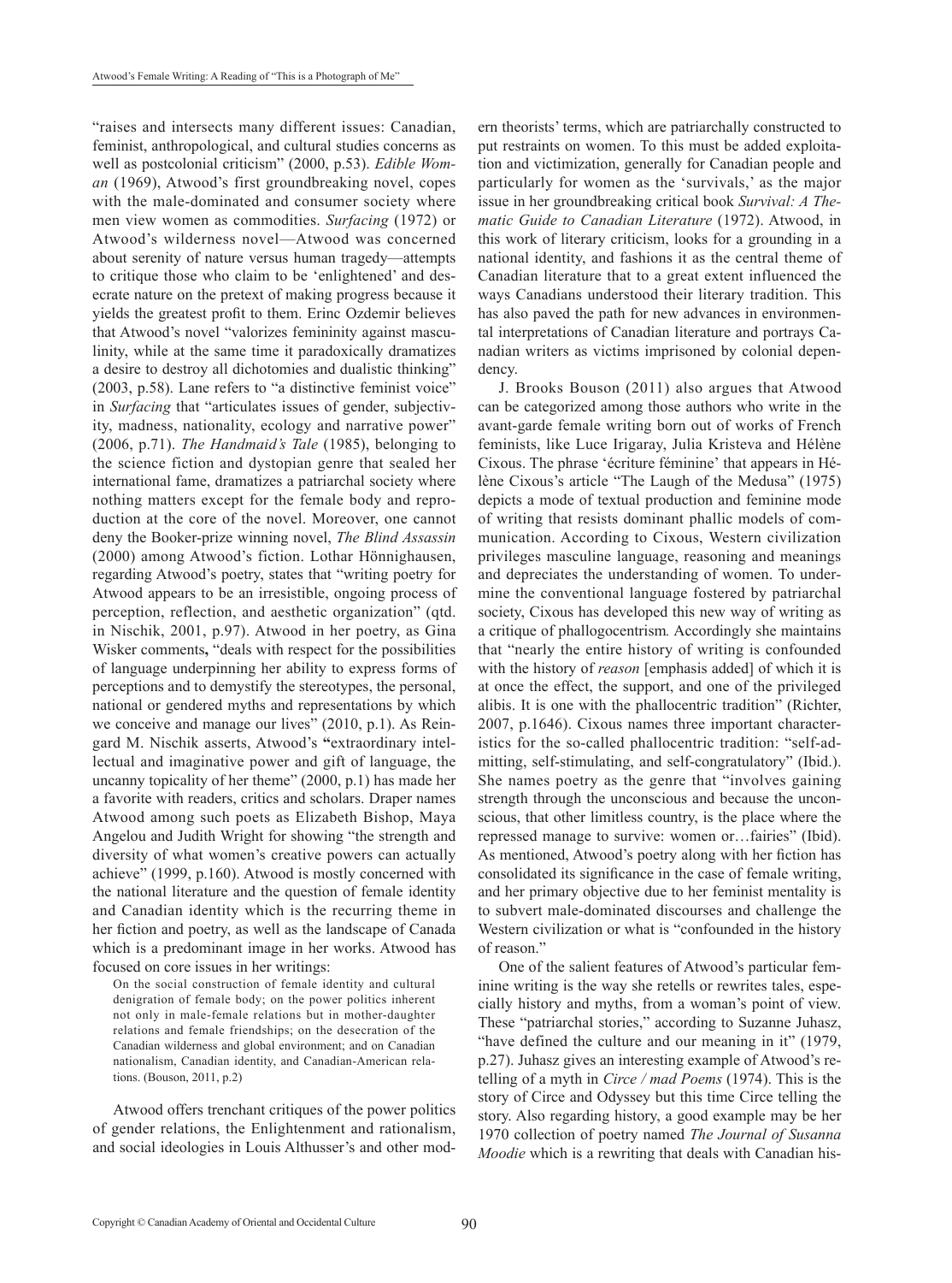"raises and intersects many different issues: Canadian, feminist, anthropological, and cultural studies concerns as well as postcolonial criticism" (2000, p.53). *Edible Woman* (1969), Atwood's first groundbreaking novel, copes with the male-dominated and consumer society where men view women as commodities. *Surfacing* (1972) or Atwood's wilderness novel—Atwood was concerned about serenity of nature versus human tragedy—attempts to critique those who claim to be 'enlightened' and desecrate nature on the pretext of making progress because it yields the greatest profit to them. Erinc Ozdemir believes that Atwood's novel "valorizes femininity against masculinity, while at the same time it paradoxically dramatizes a desire to destroy all dichotomies and dualistic thinking" (2003, p.58). Lane refers to "a distinctive feminist voice" in *Surfacing* that "articulates issues of gender, subjectivity, madness, nationality, ecology and narrative power" (2006, p.71). *The Handmaid's Tale* (1985), belonging to the science fiction and dystopian genre that sealed her international fame, dramatizes a patriarchal society where nothing matters except for the female body and reproduction at the core of the novel. Moreover, one cannot deny the Booker-prize winning novel, *The Blind Assassin* (2000) among Atwood's fiction. Lothar Hönnighausen, regarding Atwood's poetry, states that "writing poetry for Atwood appears to be an irresistible, ongoing process of perception, reflection, and aesthetic organization" (qtd. in Nischik, 2001, p.97). Atwood in her poetry, as Gina Wisker comments**,** "deals with respect for the possibilities of language underpinning her ability to express forms of perceptions and to demystify the stereotypes, the personal, national or gendered myths and representations by which we conceive and manage our lives" (2010, p.1). As Reingard M. Nischik asserts, Atwood's **"**extraordinary intellectual and imaginative power and gift of language, the uncanny topicality of her theme" (2000, p.1) has made her a favorite with readers, critics and scholars. Draper names Atwood among such poets as Elizabeth Bishop, Maya Angelou and Judith Wright for showing "the strength and diversity of what women's creative powers can actually achieve" (1999, p.160). Atwood is mostly concerned with the national literature and the question of female identity and Canadian identity which is the recurring theme in her fiction and poetry, as well as the landscape of Canada which is a predominant image in her works. Atwood has focused on core issues in her writings:

> On the social construction of female identity and cultural denigration of female body; on the power politics inherent not only in male-female relations but in mother-daughter relations and female friendships; on the desecration of the Canadian wilderness and global environment; and on Canadian nationalism, Canadian identity, and Canadian-American relations. (Bouson, 2011, p.2)

Atwood offers trenchant critiques of the power politics of gender relations, the Enlightenment and rationalism, and social ideologies in Louis Althusser's and other modern theorists' terms, which are patriarchally constructed to put restraints on women. To this must be added exploitation and victimization, generally for Canadian people and particularly for women as the 'survivals,' as the major issue in her groundbreaking critical book *Survival: A Thematic Guide to Canadian Literature* (1972). Atwood, in this work of literary criticism, looks for a grounding in a national identity, and fashions it as the central theme of Canadian literature that to a great extent influenced the ways Canadians understood their literary tradition. This has also paved the path for new advances in environmental interpretations of Canadian literature and portrays Canadian writers as victims imprisoned by colonial dependency.

J. Brooks Bouson (2011) also argues that Atwood can be categorized among those authors who write in the avant-garde female writing born out of works of French feminists, like Luce Irigaray, Julia Kristeva and Hélène Cixous. The phrase 'écriture féminine' that appears in Hélène Cixous's article "The Laugh of the Medusa" (1975) depicts a mode of textual production and feminine mode of writing that resists dominant phallic models of communication. According to Cixous, Western civilization privileges masculine language, reasoning and meanings and depreciates the understanding of women. To undermine the conventional language fostered by patriarchal society, Cixous has developed this new way of writing as a critique of phallogocentrism*.* Accordingly she maintains that "nearly the entire history of writing is confounded with the history of *reason* [emphasis added] of which it is at once the effect, the support, and one of the privileged alibis. It is one with the phallocentric tradition" (Richter, 2007, p.1646). Cixous names three important characteristics for the so-called phallocentric tradition: "self-admitting, self-stimulating, and self-congratulatory" (Ibid.). She names poetry as the genre that "involves gaining strength through the unconscious and because the unconscious, that other limitless country, is the place where the repressed manage to survive: women or…fairies" (Ibid). As mentioned, Atwood's poetry along with her fiction has consolidated its significance in the case of female writing, and her primary objective due to her feminist mentality is to subvert male-dominated discourses and challenge the Western civilization or what is "confounded in the history of reason."

One of the salient features of Atwood's particular feminine writing is the way she retells or rewrites tales, especially history and myths, from a woman's point of view. These "patriarchal stories," according to Suzanne Juhasz, "have defined the culture and our meaning in it" (1979, p.27). Juhasz gives an interesting example of Atwood's retelling of a myth in *Circe / mad Poems* (1974). This is the story of Circe and Odyssey but this time Circe telling the story. Also regarding history, a good example may be her 1970 collection of poetry named *The Journal of Susanna Moodie* which is a rewriting that deals with Canadian his-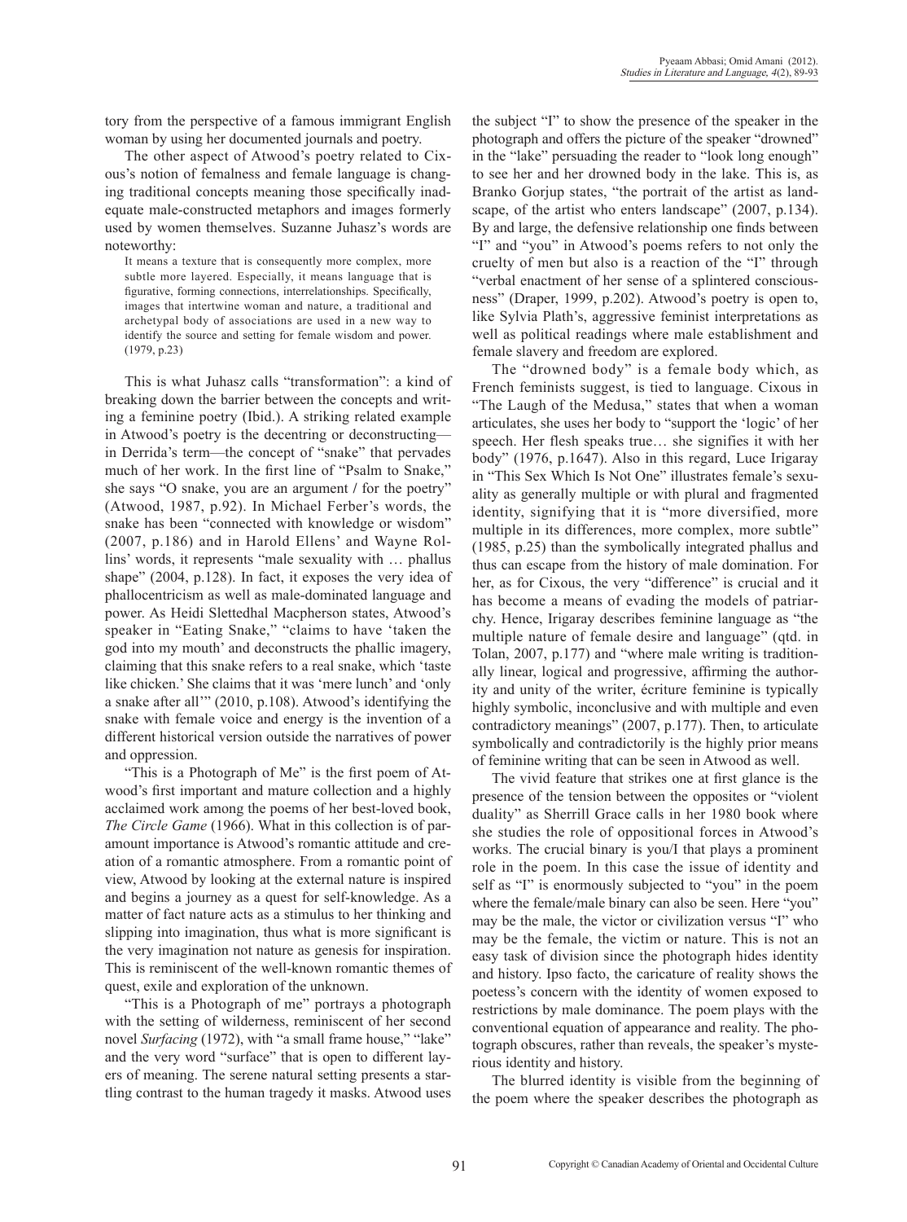tory from the perspective of a famous immigrant English woman by using her documented journals and poetry.

The other aspect of Atwood's poetry related to Cixous's notion of femalness and female language is changing traditional concepts meaning those specifically inadequate male-constructed metaphors and images formerly used by women themselves. Suzanne Juhasz's words are noteworthy:

> It means a texture that is consequently more complex, more subtle more layered. Especially, it means language that is figurative, forming connections, interrelationships. Specifically, images that intertwine woman and nature, a traditional and archetypal body of associations are used in a new way to identify the source and setting for female wisdom and power. (1979, p.23)

This is what Juhasz calls "transformation": a kind of breaking down the barrier between the concepts and writing a feminine poetry (Ibid.). A striking related example in Atwood's poetry is the decentring or deconstructing—in Derrida's term—the concept of "snake" that pervades much of her work. In the first line of "Psalm to Snake," she says "O snake, you are an argument / for the poetry" (Atwood, 1987, p.92). In Michael Ferber's words, the snake has been "connected with knowledge or wisdom" (2007, p.186) and in Harold Ellens' and Wayne Rollins' words, it represents "male sexuality with … phallus shape" (2004, p.128). In fact, it exposes the very idea of phallocentricism as well as male-dominated language and power. As Heidi Slettedhal Macpherson states, Atwood's speaker in "Eating Snake," "claims to have 'taken the god into my mouth' and deconstructs the phallic imagery, claiming that this snake refers to a real snake, which 'taste like chicken.' She claims that it was 'mere lunch' and 'only a snake after all'" (2010, p.108). Atwood's identifying the snake with female voice and energy is the invention of a different historical version outside the narratives of power and oppression.

"This is a Photograph of Me" is the first poem of Atwood's first important and mature collection and a highly acclaimed work among the poems of her best-loved book, *The Circle Game* (1966). What in this collection is of paramount importance is Atwood's romantic attitude and creation of a romantic atmosphere. From a romantic point of view, Atwood by looking at the external nature is inspired and begins a journey as a quest for self-knowledge. As a matter of fact nature acts as a stimulus to her thinking and slipping into imagination, thus what is more significant is the very imagination not nature as genesis for inspiration. This is reminiscent of the well-known romantic themes of quest, exile and exploration of the unknown.

"This is a Photograph of me" portrays a photograph with the setting of wilderness, reminiscent of her second novel *Surfacing* (1972), with "a small frame house," "lake" and the very word "surface" that is open to different layers of meaning. The serene natural setting presents a startling contrast to the human tragedy it masks. Atwood uses the subject "I" to show the presence of the speaker in the photograph and offers the picture of the speaker "drowned" in the "lake" persuading the reader to "look long enough" to see her and her drowned body in the lake. This is, as Branko Gorjup states, "the portrait of the artist as landscape, of the artist who enters landscape" (2007, p.134). By and large, the defensive relationship one finds between "I" and "you" in Atwood's poems refers to not only the cruelty of men but also is a reaction of the "I" through "verbal enactment of her sense of a splintered consciousness" (Draper, 1999, p.202). Atwood's poetry is open to, like Sylvia Plath's, aggressive feminist interpretations as well as political readings where male establishment and female slavery and freedom are explored.

The "drowned body" is a female body which, as French feminists suggest, is tied to language. Cixous in "The Laugh of the Medusa," states that when a woman articulates, she uses her body to "support the 'logic' of her speech. Her flesh speaks true… she signifies it with her body" (1976, p.1647). Also in this regard, Luce Irigaray in "This Sex Which Is Not One" illustrates female's sexuality as generally multiple or with plural and fragmented identity, signifying that it is "more diversified, more multiple in its differences, more complex, more subtle" (1985, p.25) than the symbolically integrated phallus and thus can escape from the history of male domination. For her, as for Cixous, the very "difference" is crucial and it has become a means of evading the models of patriarchy. Hence, Irigaray describes feminine language as "the multiple nature of female desire and language" (qtd. in Tolan, 2007, p.177) and "where male writing is traditionally linear, logical and progressive, affirming the authority and unity of the writer, écriture feminine is typically highly symbolic, inconclusive and with multiple and even contradictory meanings" (2007, p.177). Then, to articulate symbolically and contradictorily is the highly prior means of feminine writing that can be seen in Atwood as well.

The vivid feature that strikes one at first glance is the presence of the tension between the opposites or "violent duality" as Sherrill Grace calls in her 1980 book where she studies the role of oppositional forces in Atwood's works. The crucial binary is you/I that plays a prominent role in the poem. In this case the issue of identity and self as "I" is enormously subjected to "you" in the poem where the female/male binary can also be seen. Here "you" may be the male, the victor or civilization versus "I" who may be the female, the victim or nature. This is not an easy task of division since the photograph hides identity and history. Ipso facto, the caricature of reality shows the poetess's concern with the identity of women exposed to restrictions by male dominance. The poem plays with the conventional equation of appearance and reality. The photograph obscures, rather than reveals, the speaker's mysterious identity and history.

The blurred identity is visible from the beginning of the poem where the speaker describes the photograph as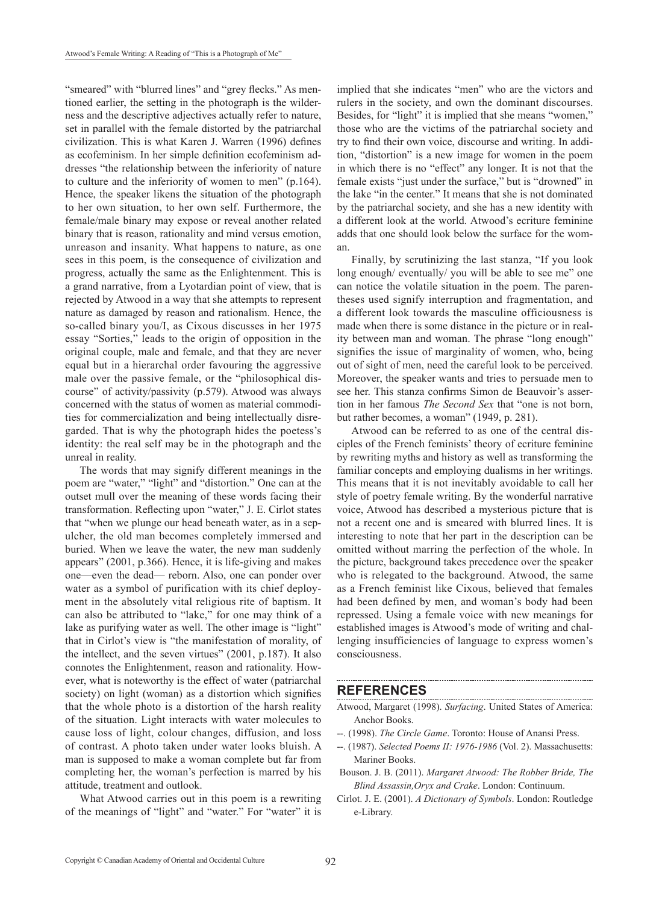"smeared" with "blurred lines" and "grey flecks." As mentioned earlier, the setting in the photograph is the wilderness and the descriptive adjectives actually refer to nature, set in parallel with the female distorted by the patriarchal civilization. This is what Karen J. Warren (1996) defines as ecofeminism. In her simple definition ecofeminism addresses "the relationship between the inferiority of nature to culture and the inferiority of women to men" (p.164). Hence, the speaker likens the situation of the photograph to her own situation, to her own self. Furthermore, the female/male binary may expose or reveal another related binary that is reason, rationality and mind versus emotion, unreason and insanity. What happens to nature, as one sees in this poem, is the consequence of civilization and progress, actually the same as the Enlightenment. This is a grand narrative, from a Lyotardian point of view, that is rejected by Atwood in a way that she attempts to represent nature as damaged by reason and rationalism. Hence, the so-called binary you/I, as Cixous discusses in her 1975 essay "Sorties," leads to the origin of opposition in the original couple, male and female, and that they are never equal but in a hierarchal order favouring the aggressive male over the passive female, or the "philosophical discourse" of activity/passivity (p.579). Atwood was always concerned with the status of women as material commodities for commercialization and being intellectually disregarded. That is why the photograph hides the poetess's identity: the real self may be in the photograph and the unreal in reality.

The words that may signify different meanings in the poem are "water," "light" and "distortion." One can at the outset mull over the meaning of these words facing their transformation. Reflecting upon "water," J. E. Cirlot states that "when we plunge our head beneath water, as in a sepulcher, the old man becomes completely immersed and buried. When we leave the water, the new man suddenly appears" (2001, p.366). Hence, it is life-giving and makes one—even the dead— reborn. Also, one can ponder over water as a symbol of purification with its chief deployment in the absolutely vital religious rite of baptism. It can also be attributed to "lake," for one may think of a lake as purifying water as well. The other image is "light" that in Cirlot's view is "the manifestation of morality, of the intellect, and the seven virtues" (2001, p.187). It also connotes the Enlightenment, reason and rationality. However, what is noteworthy is the effect of water (patriarchal society) on light (woman) as a distortion which signifies that the whole photo is a distortion of the harsh reality of the situation. Light interacts with water molecules to cause loss of light, colour changes, diffusion, and loss of contrast. A photo taken under water looks bluish. A man is supposed to make a woman complete but far from completing her, the woman's perfection is marred by his attitude, treatment and outlook.

What Atwood carries out in this poem is a rewriting of the meanings of "light" and "water." For "water" it is implied that she indicates "men" who are the victors and rulers in the society, and own the dominant discourses. Besides, for "light" it is implied that she means "women," those who are the victims of the patriarchal society and try to find their own voice, discourse and writing. In addition, "distortion" is a new image for women in the poem in which there is no "effect" any longer. It is not that the female exists "just under the surface," but is "drowned" in the lake "in the center." It means that she is not dominated by the patriarchal society, and she has a new identity with a different look at the world. Atwood's ecriture feminine adds that one should look below the surface for the woman.

Finally, by scrutinizing the last stanza, "If you look long enough/ eventually/ you will be able to see me" one can notice the volatile situation in the poem. The parentheses used signify interruption and fragmentation, and a different look towards the masculine officiousness is made when there is some distance in the picture or in reality between man and woman. The phrase "long enough" signifies the issue of marginality of women, who, being out of sight of men, need the careful look to be perceived. Moreover, the speaker wants and tries to persuade men to see her. This stanza confirms Simon de Beauvoir's assertion in her famous *The Second Sex* that "one is not born, but rather becomes, a woman" (1949, p. 281).

Atwood can be referred to as one of the central disciples of the French feminists' theory of ecriture feminine by rewriting myths and history as well as transforming the familiar concepts and employing dualisms in her writings. This means that it is not inevitably avoidable to call her style of poetry female writing. By the wonderful narrative voice, Atwood has described a mysterious picture that is not a recent one and is smeared with blurred lines. It is interesting to note that her part in the description can be omitted without marring the perfection of the whole. In the picture, background takes precedence over the speaker who is relegated to the background. Atwood, the same as a French feminist like Cixous, believed that females had been defined by men, and woman's body had been repressed. Using a female voice with new meanings for established images is Atwood's mode of writing and challenging insufficiencies of language to express women's consciousness.

## REFERENCES

Atwood, Margaret (1998). *Surfacing*. United States of America: Anchor Books.

--. (1998). *The Circle Game*. Toronto: House of Anansi Press.

--. (1987). *Selected Poems II: 1976-1986* (Vol. 2). Massachusetts: Mariner Books.

Bouson. J. B. (2011). *Margaret Atwood: The Robber Bride, The Blind Assassin,Oryx and Crake*. London: Continuum.

Cirlot. J. E. (2001). *A Dictionary of Symbols*. London: Routledge e-Library.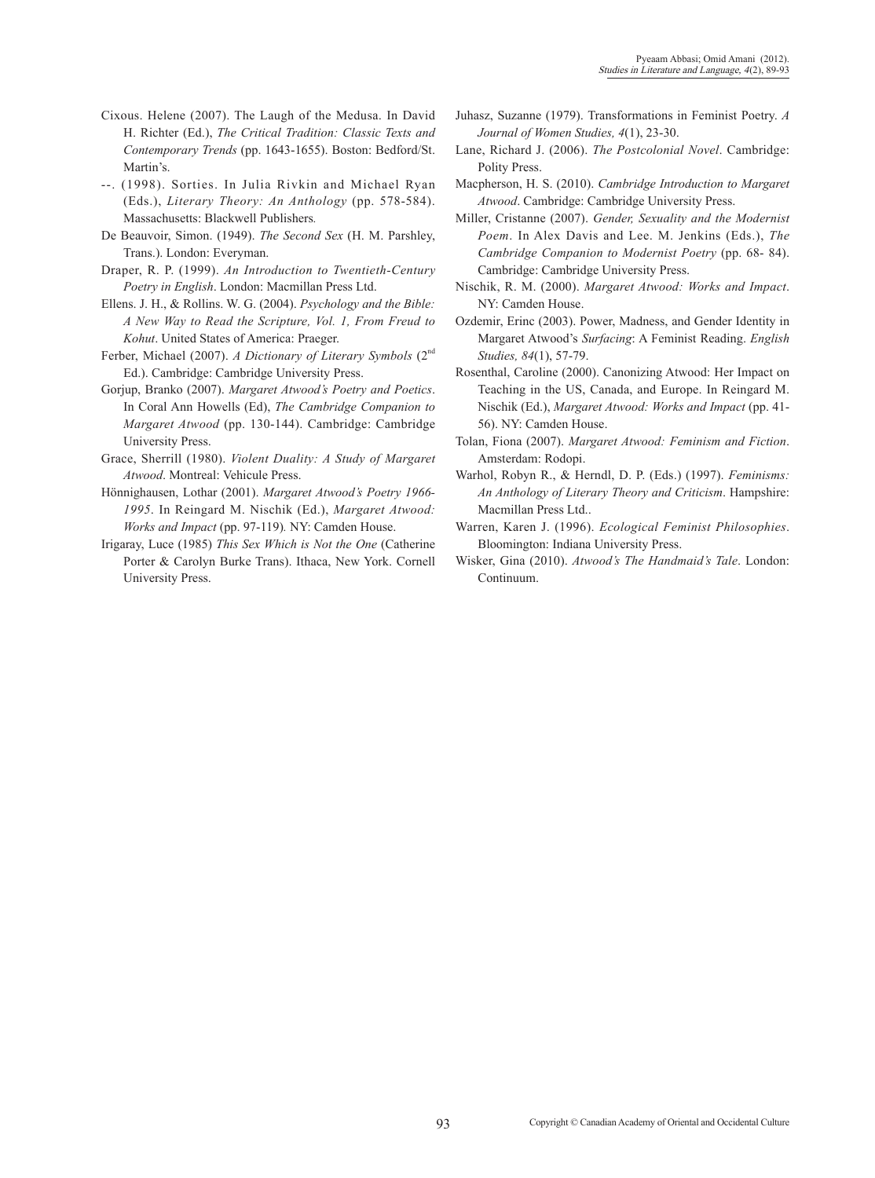Cixous. Helene (2007). The Laugh of the Medusa. In David H. Richter (Ed.), *The Critical Tradition: Classic Texts and Contemporary Trends* (pp. 1643-1655). Boston: Bedford/St. Martin's.

--. (1998). Sorties. In Julia Rivkin and Michael Ryan (Eds.), *Literary Theory: An Anthology* (pp. 578-584). Massachusetts: Blackwell Publishers.

De Beauvoir, Simon. (1949). *The Second Sex* (H. M. Parshley, Trans.). London: Everyman.

Draper, R. P. (1999). *An Introduction to Twentieth-Century Poetry in English*. London: Macmillan Press Ltd.

Ellens. J. H., & Rollins. W. G. (2004). *Psychology and the Bible: A New Way to Read the Scripture, Vol. 1, From Freud to Kohut*. United States of America: Praeger.

Ferber, Michael (2007). *A Dictionary of Literary Symbols* (2nd Ed.). Cambridge: Cambridge University Press.

Gorjup, Branko (2007). *Margaret Atwood's Poetry and Poetics*. In Coral Ann Howells (Ed), *The Cambridge Companion to Margaret Atwood* (pp. 130-144). Cambridge: Cambridge University Press.

Grace, Sherrill (1980). *Violent Duality: A Study of Margaret Atwood*. Montreal: Vehicule Press.

Hönnighausen, Lothar (2001). *Margaret Atwood's Poetry 1966-1995*. In Reingard M. Nischik (Ed.), *Margaret Atwood: Works and Impact* (pp. 97-119). NY: Camden House.

Irigaray, Luce (1985) *This Sex Which is Not the One* (Catherine Porter & Carolyn Burke Trans). Ithaca, New York. Cornell University Press.

Juhasz, Suzanne (1979). Transformations in Feminist Poetry. *A Journal of Women Studies, 4*(1), 23-30.

Lane, Richard J. (2006). *The Postcolonial Novel*. Cambridge: Polity Press.

Macpherson, H. S. (2010). *Cambridge Introduction to Margaret Atwood*. Cambridge: Cambridge University Press.

Miller, Cristanne (2007). *Gender, Sexuality and the Modernist Poem*. In Alex Davis and Lee. M. Jenkins (Eds.), *The Cambridge Companion to Modernist Poetry* (pp. 68- 84). Cambridge: Cambridge University Press.

Nischik, R. M. (2000). *Margaret Atwood: Works and Impact*. NY: Camden House.

Ozdemir, Erinc (2003). Power, Madness, and Gender Identity in Margaret Atwood's *Surfacing*: A Feminist Reading. *English Studies, 84*(1), 57-79.

Rosenthal, Caroline (2000). Canonizing Atwood: Her Impact on Teaching in the US, Canada, and Europe. In Reingard M. Nischik (Ed.), *Margaret Atwood: Works and Impact* (pp. 41-56). NY: Camden House.

Tolan, Fiona (2007). *Margaret Atwood: Feminism and Fiction*. Amsterdam: Rodopi.

Warhol, Robyn R., & Herndl, D. P. (Eds.) (1997). *Feminisms: An Anthology of Literary Theory and Criticism*. Hampshire: Macmillan Press Ltd..

Warren, Karen J. (1996). *Ecological Feminist Philosophies*. Bloomington: Indiana University Press.

Wisker, Gina (2010). *Atwood's The Handmaid's Tale*. London: Continuum.